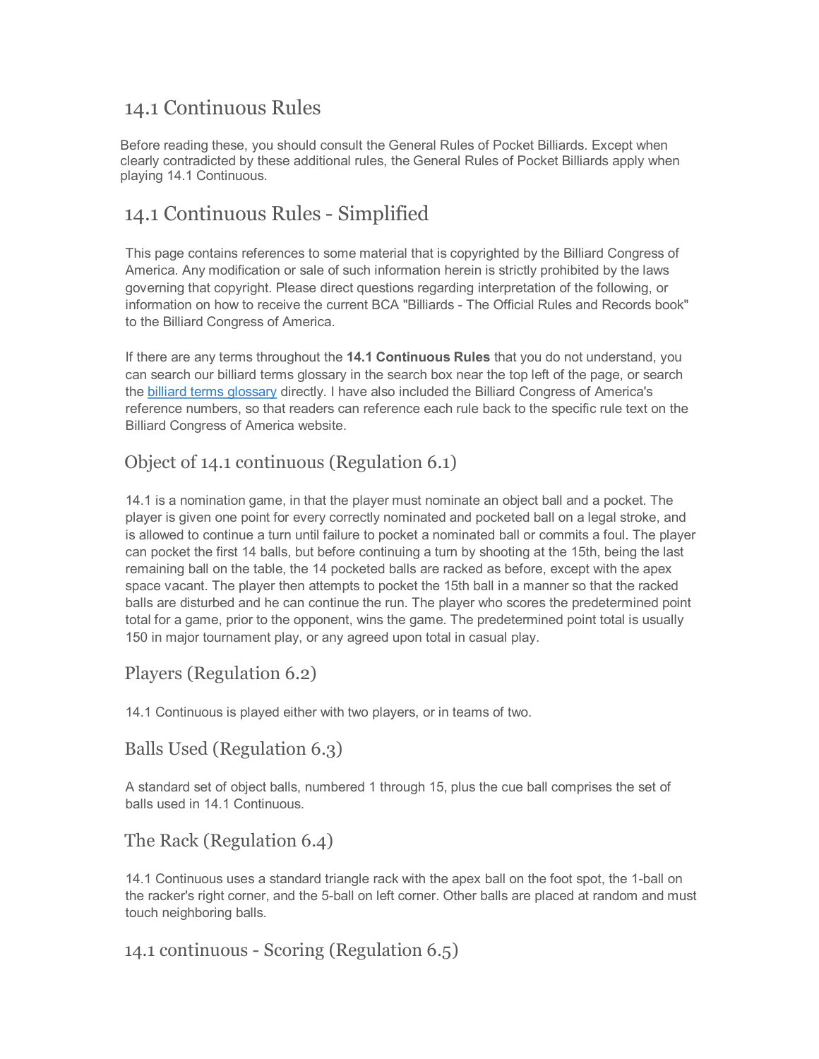# 14.1 Continuous Rules

Before reading these, you should consult the General Rules of Pocket Billiards. Except when clearly contradicted by these additional rules, the General Rules of Pocket Billiards apply when playing 14.1 Continuous.

## 14.1 Continuous Rules - Simplified

This page contains references to some material that is copyrighted by the Billiard Congress of America. Any modification or sale of such information herein is strictly prohibited by the laws governing that copyright. Please direct questions regarding interpretation of the following, or information on how to receive the current BCA "Billiards - The Official Rules and Records book" to the Billiard Congress of America.

If there are any terms throughout the **14.1 Continuous Rules** that you do not understand, you can search our billiard terms glossary in the search box near the top left of the page, or search the [billiard terms glossary](billiard terms glossary) directly. I have also included the Billiard Congress of America's reference numbers, so that readers can reference each rule back to the specific rule text on the Billiard Congress of America website.

### Object of 14.1 continuous (Regulation 6.1)

14.1 is a nomination game, in that the player must nominate an object ball and a pocket. The player is given one point for every correctly nominated and pocketed ball on a legal stroke, and is allowed to continue a turn until failure to pocket a nominated ball or commits a foul. The player can pocket the first 14 balls, but before continuing a turn by shooting at the 15th, being the last remaining ball on the table, the 14 pocketed balls are racked as before, except with the apex space vacant. The player then attempts to pocket the 15th ball in a manner so that the racked balls are disturbed and he can continue the run. The player who scores the predetermined point total for a game, prior to the opponent, wins the game. The predetermined point total is usually 150 in major tournament play, or any agreed upon total in casual play.

### Players (Regulation 6.2)

14.1 Continuous is played either with two players, or in teams of two.

### Balls Used (Regulation 6.3)

A standard set of object balls, numbered 1 through 15, plus the cue ball comprises the set of balls used in 14.1 Continuous.

### The Rack (Regulation 6.4)

14.1 Continuous uses a standard triangle rack with the apex ball on the foot spot, the 1-ball on the racker's right corner, and the 5-ball on left corner. Other balls are placed at random and must touch neighboring balls.

### 14.1 continuous - Scoring (Regulation 6.5)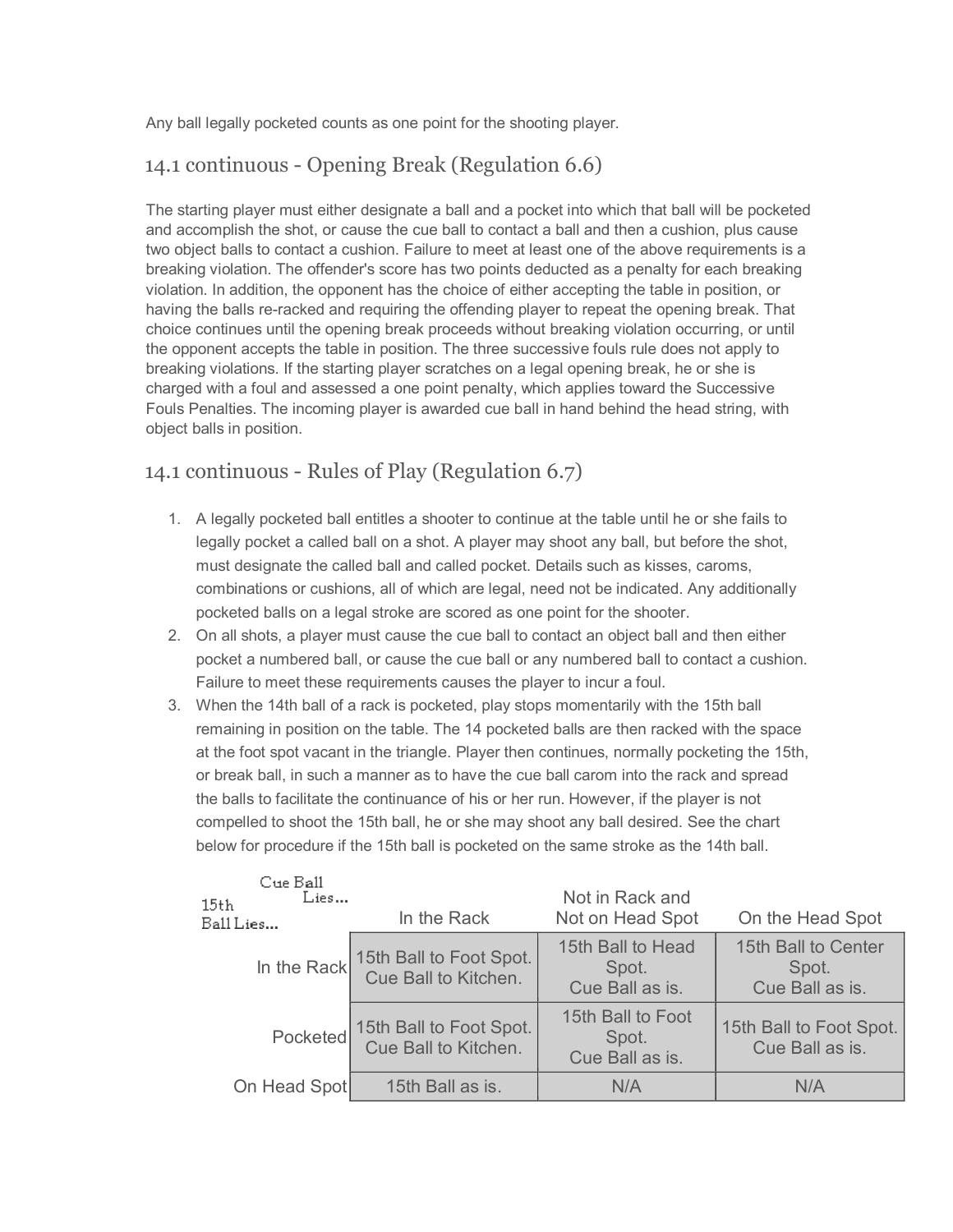Any ball legally pocketed counts as one point for the shooting player.

## 14.1 continuous - Opening Break (Regulation 6.6)

The starting player must either designate a ball and a pocket into which that ball will be pocketed and accomplish the shot, or cause the cue ball to contact a ball and then a cushion, plus cause two object balls to contact a cushion. Failure to meet at least one of the above requirements is a breaking violation. The offender's score has two points deducted as a penalty for each breaking violation. In addition, the opponent has the choice of either accepting the table in position, or having the balls re-racked and requiring the offending player to repeat the opening break. That choice continues until the opening break proceeds without breaking violation occurring, or until the opponent accepts the table in position. The three successive fouls rule does not apply to breaking violations. If the starting player scratches on a legal opening break, he or she is charged with a foul and assessed a one point penalty, which applies toward the Successive Fouls Penalties. The incoming player is awarded cue ball in hand behind the head string, with object balls in position.

## 14.1 continuous - Rules of Play (Regulation 6.7)

1. A legally pocketed ball entitles a shooter to continue at the table until he or she fails to legally pocket a called ball on a shot. A player may shoot any ball, but before the shot, must designate the called ball and called pocket. Details such as kisses, caroms, combinations or cushions, all of which are legal, need not be indicated. Any additionally pocketed balls on a legal stroke are scored as one point for the shooter.
2. On all shots, a player must cause the cue ball to contact an object ball and then either pocket a numbered ball, or cause the cue ball or any numbered ball to contact a cushion. Failure to meet these requirements causes the player to incur a foul.
3. When the 14th ball of a rack is pocketed, play stops momentarily with the 15th ball remaining in position on the table. The 14 pocketed balls are then racked with the space at the foot spot vacant in the triangle. Player then continues, normally pocketing the 15th, or break ball, in such a manner as to have the cue ball carom into the rack and spread the balls to facilitate the continuance of his or her run. However, if the player is not compelled to shoot the 15th ball, he or she may shoot any ball desired. See the chart below for procedure if the 15th ball is pocketed on the same stroke as the 14th ball.

| Cue Ball Lies... / 15th Ball Lies... | In the Rack | Not in Rack and Not on Head Spot | On the Head Spot |
|---|---|---|---|
| In the Rack | 15th Ball to Foot Spot. Cue Ball to Kitchen. | 15th Ball to Head Spot. Cue Ball as is. | 15th Ball to Center Spot. Cue Ball as is. |
| Pocketed | 15th Ball to Foot Spot. Cue Ball to Kitchen. | 15th Ball to Foot Spot. Cue Ball as is. | 15th Ball to Foot Spot. Cue Ball as is. |
| On Head Spot | 15th Ball as is. | N/A | N/A |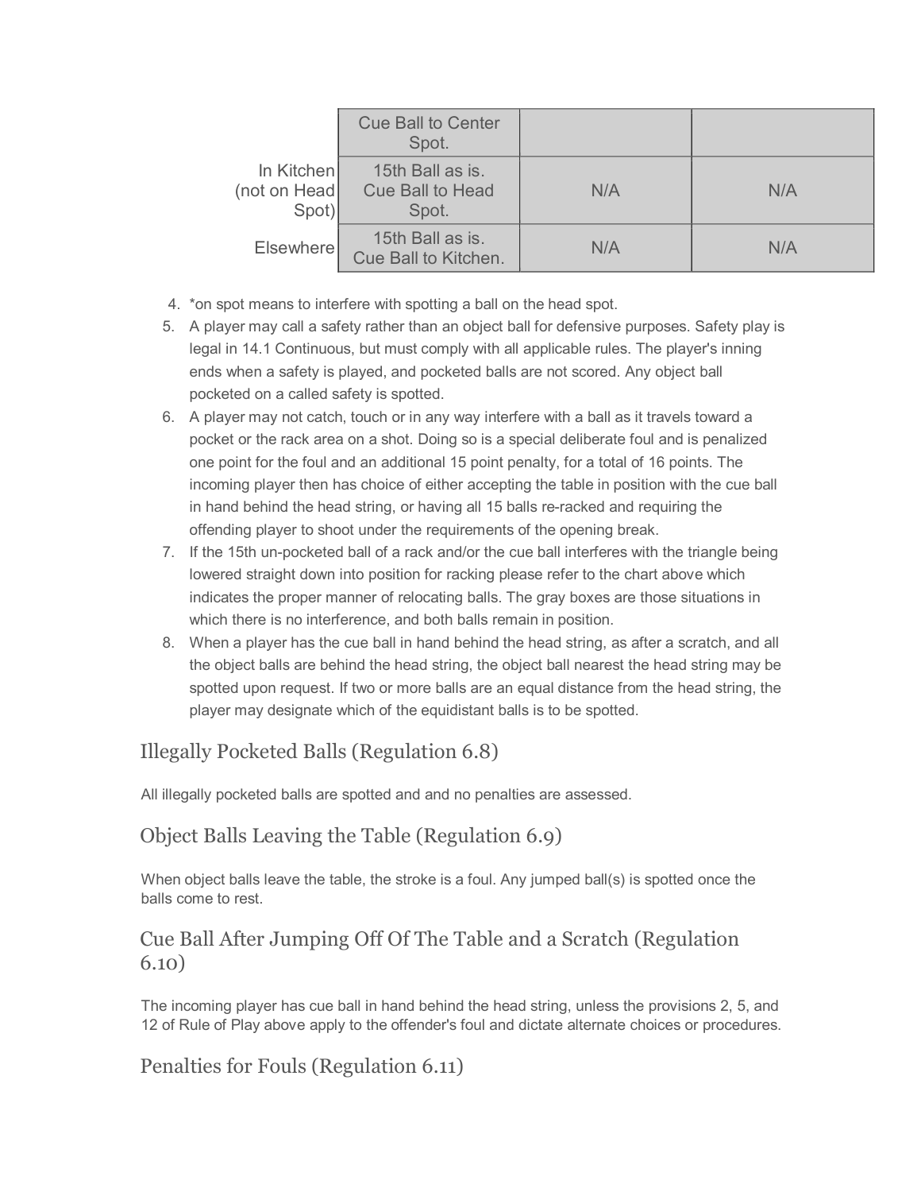| | | | |
|---|---|---|---|
| | Cue Ball to Center Spot. | | |
| In Kitchen (not on Head Spot) | 15th Ball as is. Cue Ball to Head Spot. | N/A | N/A |
| Elsewhere | 15th Ball as is. Cue Ball to Kitchen. | N/A | N/A |

4. *on spot means to interfere with spotting a ball on the head spot.
5. A player may call a safety rather than an object ball for defensive purposes. Safety play is legal in 14.1 Continuous, but must comply with all applicable rules. The player's inning ends when a safety is played, and pocketed balls are not scored. Any object ball pocketed on a called safety is spotted.
6. A player may not catch, touch or in any way interfere with a ball as it travels toward a pocket or the rack area on a shot. Doing so is a special deliberate foul and is penalized one point for the foul and an additional 15 point penalty, for a total of 16 points. The incoming player then has choice of either accepting the table in position with the cue ball in hand behind the head string, or having all 15 balls re-racked and requiring the offending player to shoot under the requirements of the opening break.
7. If the 15th un-pocketed ball of a rack and/or the cue ball interferes with the triangle being lowered straight down into position for racking please refer to the chart above which indicates the proper manner of relocating balls. The gray boxes are those situations in which there is no interference, and both balls remain in position.
8. When a player has the cue ball in hand behind the head string, as after a scratch, and all the object balls are behind the head string, the object ball nearest the head string may be spotted upon request. If two or more balls are an equal distance from the head string, the player may designate which of the equidistant balls is to be spotted.

## Illegally Pocketed Balls (Regulation 6.8)

All illegally pocketed balls are spotted and and no penalties are assessed.

## Object Balls Leaving the Table (Regulation 6.9)

When object balls leave the table, the stroke is a foul. Any jumped ball(s) is spotted once the balls come to rest.

## Cue Ball After Jumping Off Of The Table and a Scratch (Regulation 6.10)

The incoming player has cue ball in hand behind the head string, unless the provisions 2, 5, and 12 of Rule of Play above apply to the offender's foul and dictate alternate choices or procedures.

## Penalties for Fouls (Regulation 6.11)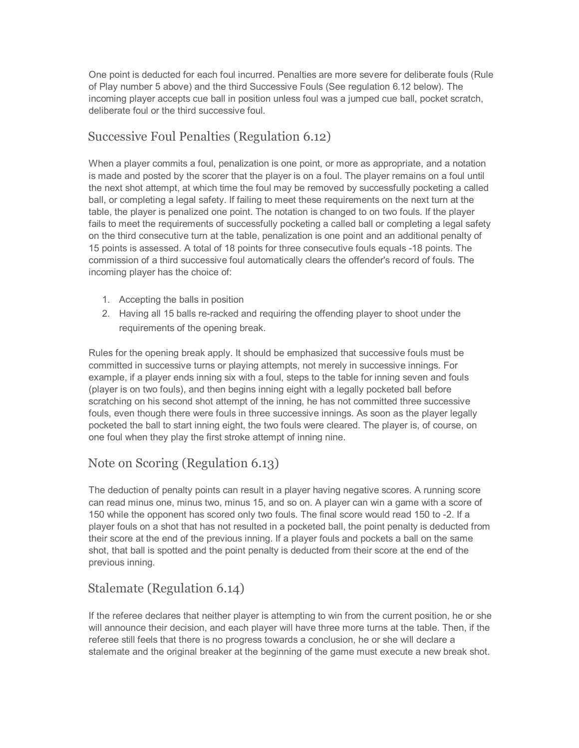One point is deducted for each foul incurred. Penalties are more severe for deliberate fouls (Rule of Play number 5 above) and the third Successive Fouls (See regulation 6.12 below). The incoming player accepts cue ball in position unless foul was a jumped cue ball, pocket scratch, deliberate foul or the third successive foul.

## Successive Foul Penalties (Regulation 6.12)

When a player commits a foul, penalization is one point, or more as appropriate, and a notation is made and posted by the scorer that the player is on a foul. The player remains on a foul until the next shot attempt, at which time the foul may be removed by successfully pocketing a called ball, or completing a legal safety. If failing to meet these requirements on the next turn at the table, the player is penalized one point. The notation is changed to on two fouls. If the player fails to meet the requirements of successfully pocketing a called ball or completing a legal safety on the third consecutive turn at the table, penalization is one point and an additional penalty of 15 points is assessed. A total of 18 points for three consecutive fouls equals -18 points. The commission of a third successive foul automatically clears the offender's record of fouls. The incoming player has the choice of:

1. Accepting the balls in position
2. Having all 15 balls re-racked and requiring the offending player to shoot under the requirements of the opening break.

Rules for the opening break apply. It should be emphasized that successive fouls must be committed in successive turns or playing attempts, not merely in successive innings. For example, if a player ends inning six with a foul, steps to the table for inning seven and fouls (player is on two fouls), and then begins inning eight with a legally pocketed ball before scratching on his second shot attempt of the inning, he has not committed three successive fouls, even though there were fouls in three successive innings. As soon as the player legally pocketed the ball to start inning eight, the two fouls were cleared. The player is, of course, on one foul when they play the first stroke attempt of inning nine.

## Note on Scoring (Regulation 6.13)

The deduction of penalty points can result in a player having negative scores. A running score can read minus one, minus two, minus 15, and so on. A player can win a game with a score of 150 while the opponent has scored only two fouls. The final score would read 150 to -2. If a player fouls on a shot that has not resulted in a pocketed ball, the point penalty is deducted from their score at the end of the previous inning. If a player fouls and pockets a ball on the same shot, that ball is spotted and the point penalty is deducted from their score at the end of the previous inning.

## Stalemate (Regulation 6.14)

If the referee declares that neither player is attempting to win from the current position, he or she will announce their decision, and each player will have three more turns at the table. Then, if the referee still feels that there is no progress towards a conclusion, he or she will declare a stalemate and the original breaker at the beginning of the game must execute a new break shot.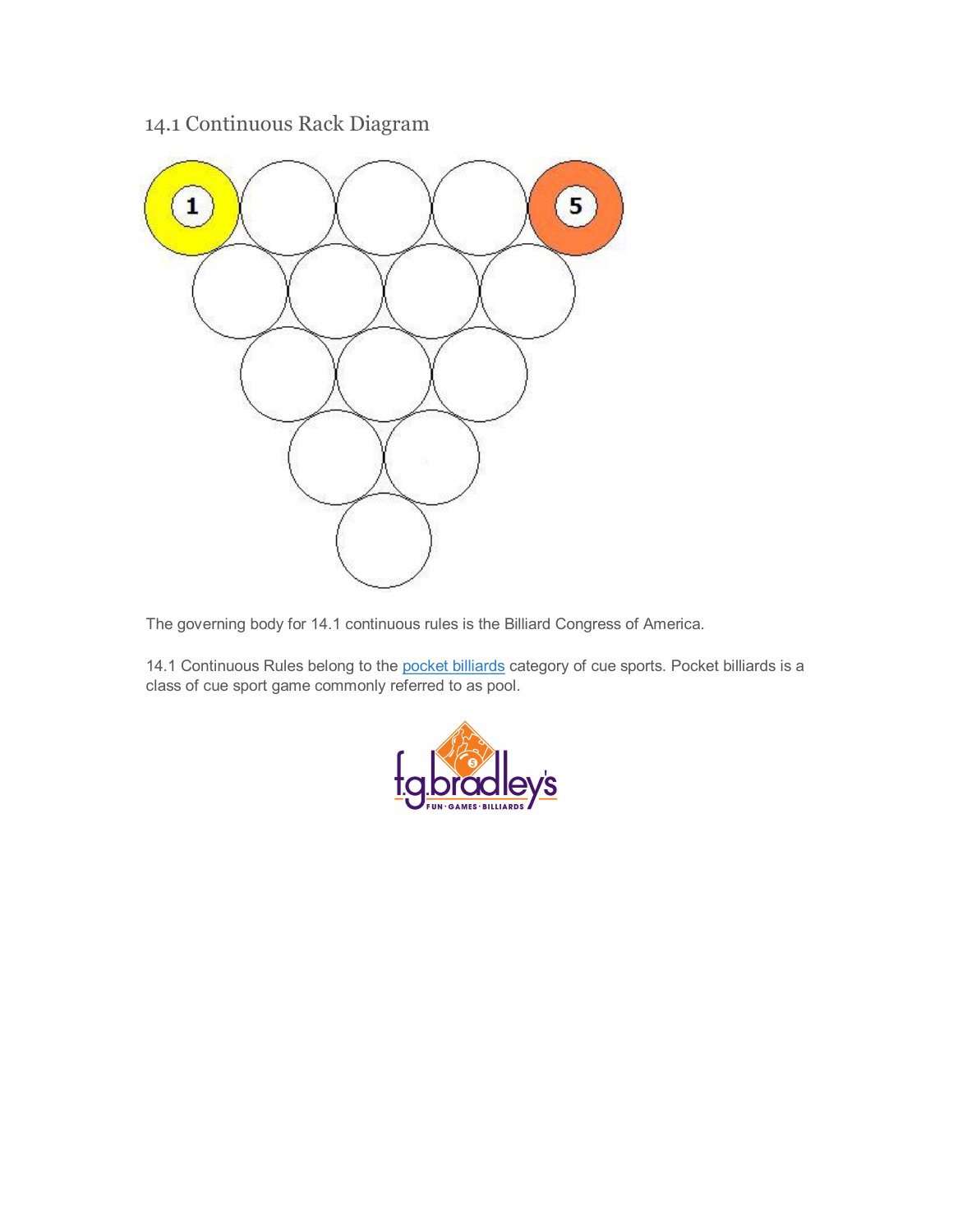## 14.1 Continuous Rack Diagram

1

5

The governing body for 14.1 continuous rules is the Billiard Congress of America.

14.1 Continuous Rules belong to the pocket billiards category of cue sports. Pocket billiards is a class of cue sport game commonly referred to as pool.

f.g.bradley's

FUN · GAMES · BILLIARDS